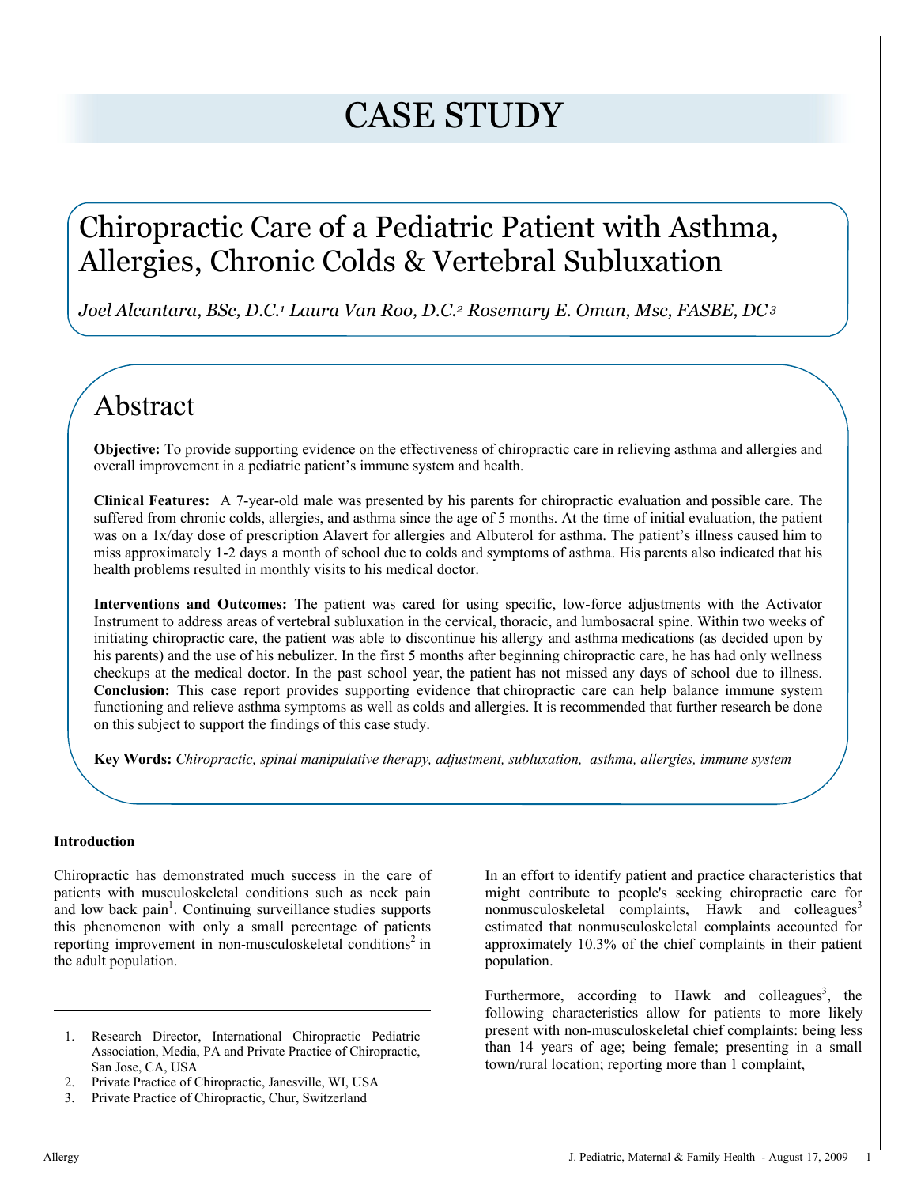# CASE STUDY

## Chiropractic Care of a Pediatric Patient with Asthma, Allergies, Chronic Colds & Vertebral Subluxation

*Joel Alcantara, BSc, D.C.[1] Laura Van Roo, D.C.[2] Rosemary E. Oman, Msc, FASBE, DC[3]*

## Abstract

**Objective:** To provide supporting evidence on the effectiveness of chiropractic care in relieving asthma and allergies and overall improvement in a pediatric patient's immune system and health.

**Clinical Features:** A 7-year-old male was presented by his parents for chiropractic evaluation and possible care. The suffered from chronic colds, allergies, and asthma since the age of 5 months. At the time of initial evaluation, the patient was on a 1x/day dose of prescription Alavert for allergies and Albuterol for asthma. The patient's illness caused him to miss approximately 1-2 days a month of school due to colds and symptoms of asthma. His parents also indicated that his health problems resulted in monthly visits to his medical doctor.

**Interventions and Outcomes:** The patient was cared for using specific, low-force adjustments with the Activator Instrument to address areas of vertebral subluxation in the cervical, thoracic, and lumbosacral spine. Within two weeks of initiating chiropractic care, the patient was able to discontinue his allergy and asthma medications (as decided upon by his parents) and the use of his nebulizer. In the first 5 months after beginning chiropractic care, he has had only wellness checkups at the medical doctor. In the past school year, the patient has not missed any days of school due to illness. **Conclusion:** This case report provides supporting evidence that chiropractic care can help balance immune system functioning and relieve asthma symptoms as well as colds and allergies. It is recommended that further research be done on this subject to support the findings of this case study.

**Key Words:** *Chiropractic, spinal manipulative therapy, adjustment, subluxation, asthma, allergies, immune system*

### Introduction

Chiropractic has demonstrated much success in the care of patients with musculoskeletal conditions such as neck pain and low back pain[1]. Continuing surveillance studies supports this phenomenon with only a small percentage of patients reporting improvement in non-musculoskeletal conditions[2] in the adult population.

In an effort to identify patient and practice characteristics that might contribute to people's seeking chiropractic care for nonmusculoskeletal complaints, Hawk and colleagues[3] estimated that nonmusculoskeletal complaints accounted for approximately 10.3% of the chief complaints in their patient population.

Furthermore, according to Hawk and colleagues[3], the following characteristics allow for patients to more likely present with non-musculoskeletal chief complaints: being less than 14 years of age; being female; presenting in a small town/rural location; reporting more than 1 complaint,

---

1. Research Director, International Chiropractic Pediatric Association, Media, PA and Private Practice of Chiropractic, San Jose, CA, USA
2. Private Practice of Chiropractic, Janesville, WI, USA
3. Private Practice of Chiropractic, Chur, Switzerland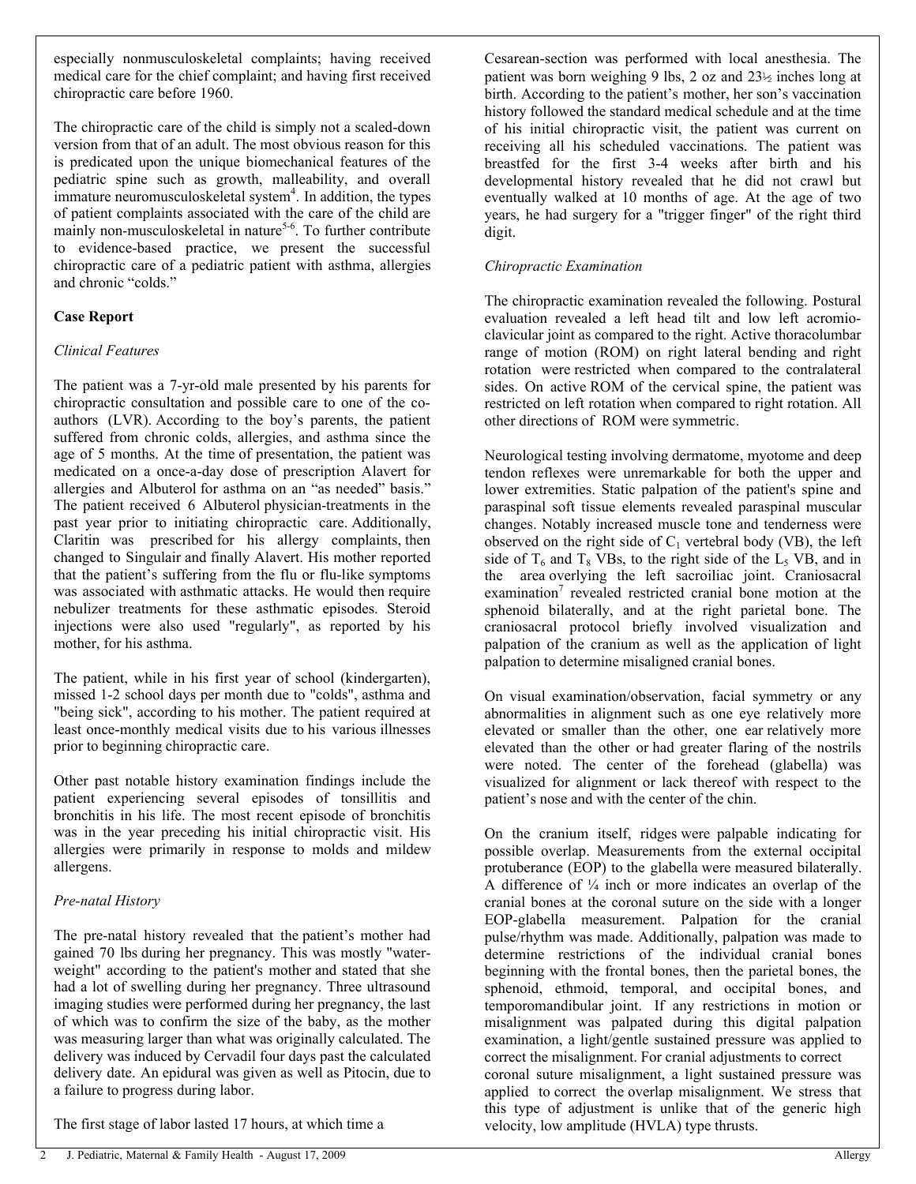especially nonmusculoskeletal complaints; having received medical care for the chief complaint; and having first received chiropractic care before 1960.

The chiropractic care of the child is simply not a scaled-down version from that of an adult. The most obvious reason for this is predicated upon the unique biomechanical features of the pediatric spine such as growth, malleability, and overall immature neuromusculoskeletal system[4]. In addition, the types of patient complaints associated with the care of the child are mainly non-musculoskeletal in nature[5-6]. To further contribute to evidence-based practice, we present the successful chiropractic care of a pediatric patient with asthma, allergies and chronic "colds."

## Case Report

*Clinical Features*

The patient was a 7-yr-old male presented by his parents for chiropractic consultation and possible care to one of the co-authors (LVR). According to the boy's parents, the patient suffered from chronic colds, allergies, and asthma since the age of 5 months. At the time of presentation, the patient was medicated on a once-a-day dose of prescription Alavert for allergies and Albuterol for asthma on an "as needed" basis." The patient received 6 Albuterol physician-treatments in the past year prior to initiating chiropractic care. Additionally, Claritin was prescribed for his allergy complaints, then changed to Singulair and finally Alavert. His mother reported that the patient's suffering from the flu or flu-like symptoms was associated with asthmatic attacks. He would then require nebulizer treatments for these asthmatic episodes. Steroid injections were also used "regularly", as reported by his mother, for his asthma.

The patient, while in his first year of school (kindergarten), missed 1-2 school days per month due to "colds", asthma and "being sick", according to his mother. The patient required at least once-monthly medical visits due to his various illnesses prior to beginning chiropractic care.

Other past notable history examination findings include the patient experiencing several episodes of tonsillitis and bronchitis in his life. The most recent episode of bronchitis was in the year preceding his initial chiropractic visit. His allergies were primarily in response to molds and mildew allergens.

*Pre-natal History*

The pre-natal history revealed that the patient's mother had gained 70 lbs during her pregnancy. This was mostly "water-weight" according to the patient's mother and stated that she had a lot of swelling during her pregnancy. Three ultrasound imaging studies were performed during her pregnancy, the last of which was to confirm the size of the baby, as the mother was measuring larger than what was originally calculated. The delivery was induced by Cervadil four days past the calculated delivery date. An epidural was given as well as Pitocin, due to a failure to progress during labor.

The first stage of labor lasted 17 hours, at which time a Cesarean-section was performed with local anesthesia. The patient was born weighing 9 lbs, 2 oz and 23½ inches long at birth. According to the patient's mother, her son's vaccination history followed the standard medical schedule and at the time of his initial chiropractic visit, the patient was current on receiving all his scheduled vaccinations. The patient was breastfed for the first 3-4 weeks after birth and his developmental history revealed that he did not crawl but eventually walked at 10 months of age. At the age of two years, he had surgery for a "trigger finger" of the right third digit.

*Chiropractic Examination*

The chiropractic examination revealed the following. Postural evaluation revealed a left head tilt and low left acromio-clavicular joint as compared to the right. Active thoracolumbar range of motion (ROM) on right lateral bending and right rotation were restricted when compared to the contralateral sides. On active ROM of the cervical spine, the patient was restricted on left rotation when compared to right rotation. All other directions of ROM were symmetric.

Neurological testing involving dermatome, myotome and deep tendon reflexes were unremarkable for both the upper and lower extremities. Static palpation of the patient's spine and paraspinal soft tissue elements revealed paraspinal muscular changes. Notably increased muscle tone and tenderness were observed on the right side of $C_1$ vertebral body (VB), the left side of $T_6$ and $T_8$ VBs, to the right side of the $L_5$ VB, and in the area overlying the left sacroiliac joint. Craniosacral examination[7] revealed restricted cranial bone motion at the sphenoid bilaterally, and at the right parietal bone. The craniosacral protocol briefly involved visualization and palpation of the cranium as well as the application of light palpation to determine misaligned cranial bones.

On visual examination/observation, facial symmetry or any abnormalities in alignment such as one eye relatively more elevated or smaller than the other, one ear relatively more elevated than the other or had greater flaring of the nostrils were noted. The center of the forehead (glabella) was visualized for alignment or lack thereof with respect to the patient's nose and with the center of the chin.

On the cranium itself, ridges were palpable indicating for possible overlap. Measurements from the external occipital protuberance (EOP) to the glabella were measured bilaterally. A difference of ¼ inch or more indicates an overlap of the cranial bones at the coronal suture on the side with a longer EOP-glabella measurement. Palpation for the cranial pulse/rhythm was made. Additionally, palpation was made to determine restrictions of the individual cranial bones beginning with the frontal bones, then the parietal bones, the sphenoid, ethmoid, temporal, and occipital bones, and temporomandibular joint. If any restrictions in motion or misalignment were palpated during this digital palpation examination, a light/gentle sustained pressure was applied to correct the misalignment. For cranial adjustments to correct coronal suture misalignment, a light sustained pressure was applied to correct the overlap misalignment. We stress that this type of adjustment is unlike that of the generic high velocity, low amplitude (HVLA) type thrusts.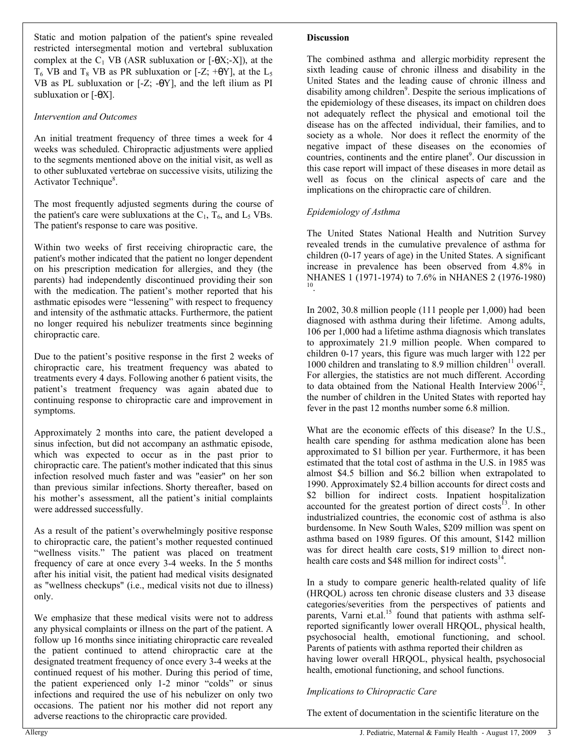Static and motion palpation of the patient's spine revealed restricted intersegmental motion and vertebral subluxation complex at the $C_1$ VB (ASR subluxation or [-θX;-X]), at the $T_6$ VB and $T_8$ VB as PR subluxation or [-Z; +θY], at the $L_5$ VB as PL subluxation or [-Z; -θY], and the left ilium as PI subluxation or [-θX].

*Intervention and Outcomes*

An initial treatment frequency of three times a week for 4 weeks was scheduled. Chiropractic adjustments were applied to the segments mentioned above on the initial visit, as well as to other subluxated vertebrae on successive visits, utilizing the Activator Technique[8].

The most frequently adjusted segments during the course of the patient's care were subluxations at the $C_1$, $T_6$, and $L_5$ VBs. The patient's response to care was positive.

Within two weeks of first receiving chiropractic care, the patient's mother indicated that the patient no longer dependent on his prescription medication for allergies, and they (the parents) had independently discontinued providing their son with the medication. The patient's mother reported that his asthmatic episodes were "lessening" with respect to frequency and intensity of the asthmatic attacks. Furthermore, the patient no longer required his nebulizer treatments since beginning chiropractic care.

Due to the patient's positive response in the first 2 weeks of chiropractic care, his treatment frequency was abated to treatments every 4 days. Following another 6 patient visits, the patient's treatment frequency was again abated due to continuing response to chiropractic care and improvement in symptoms.

Approximately 2 months into care, the patient developed a sinus infection, but did not accompany an asthmatic episode, which was expected to occur as in the past prior to chiropractic care. The patient's mother indicated that this sinus infection resolved much faster and was "easier" on her son than previous similar infections. Shorty thereafter, based on his mother's assessment, all the patient's initial complaints were addressed successfully.

As a result of the patient's overwhelmingly positive response to chiropractic care, the patient's mother requested continued "wellness visits." The patient was placed on treatment frequency of care at once every 3-4 weeks. In the 5 months after his initial visit, the patient had medical visits designated as "wellness checkups" (i.e., medical visits not due to illness) only.

We emphasize that these medical visits were not to address any physical complaints or illness on the part of the patient. A follow up 16 months since initiating chiropractic care revealed the patient continued to attend chiropractic care at the designated treatment frequency of once every 3-4 weeks at the continued request of his mother. During this period of time, the patient experienced only 1-2 minor "colds" or sinus infections and required the use of his nebulizer on only two occasions. The patient nor his mother did not report any adverse reactions to the chiropractic care provided.

## Discussion

The combined asthma and allergic morbidity represent the sixth leading cause of chronic illness and disability in the United States and the leading cause of chronic illness and disability among children[9]. Despite the serious implications of the epidemiology of these diseases, its impact on children does not adequately reflect the physical and emotional toil the disease has on the affected individual, their families, and to society as a whole. Nor does it reflect the enormity of the negative impact of these diseases on the economies of countries, continents and the entire planet[9]. Our discussion in this case report will impact of these diseases in more detail as well as focus on the clinical aspects of care and the implications on the chiropractic care of children.

*Epidemiology of Asthma*

The United States National Health and Nutrition Survey revealed trends in the cumulative prevalence of asthma for children (0-17 years of age) in the United States. A significant increase in prevalence has been observed from 4.8% in NHANES 1 (1971-1974) to 7.6% in NHANES 2 (1976-1980)[10].

In 2002, 30.8 million people (111 people per 1,000) had been diagnosed with asthma during their lifetime. Among adults, 106 per 1,000 had a lifetime asthma diagnosis which translates to approximately 21.9 million people. When compared to children 0-17 years, this figure was much larger with 122 per 1000 children and translating to 8.9 million children[11] overall. For allergies, the statistics are not much different. According to data obtained from the National Health Interview 2006[12], the number of children in the United States with reported hay fever in the past 12 months number some 6.8 million.

What are the economic effects of this disease? In the U.S., health care spending for asthma medication alone has been approximated to $1 billion per year. Furthermore, it has been estimated that the total cost of asthma in the U.S. in 1985 was almost $4.5 billion and $6.2 billion when extrapolated to 1990. Approximately $2.4 billion accounts for direct costs and $2 billion for indirect costs. Inpatient hospitalization accounted for the greatest portion of direct costs[13]. In other industrialized countries, the economic cost of asthma is also burdensome. In New South Wales, $209 million was spent on asthma based on 1989 figures. Of this amount, $142 million was for direct health care costs, $19 million to direct non-health care costs and $48 million for indirect costs[14].

In a study to compare generic health-related quality of life (HRQOL) across ten chronic disease clusters and 33 disease categories/severities from the perspectives of patients and parents, Varni et.al.[15] found that patients with asthma self-reported significantly lower overall HRQOL, physical health, psychosocial health, emotional functioning, and school. Parents of patients with asthma reported their children as having lower overall HRQOL, physical health, psychosocial health, emotional functioning, and school functions.

*Implications to Chiropractic Care*

The extent of documentation in the scientific literature on the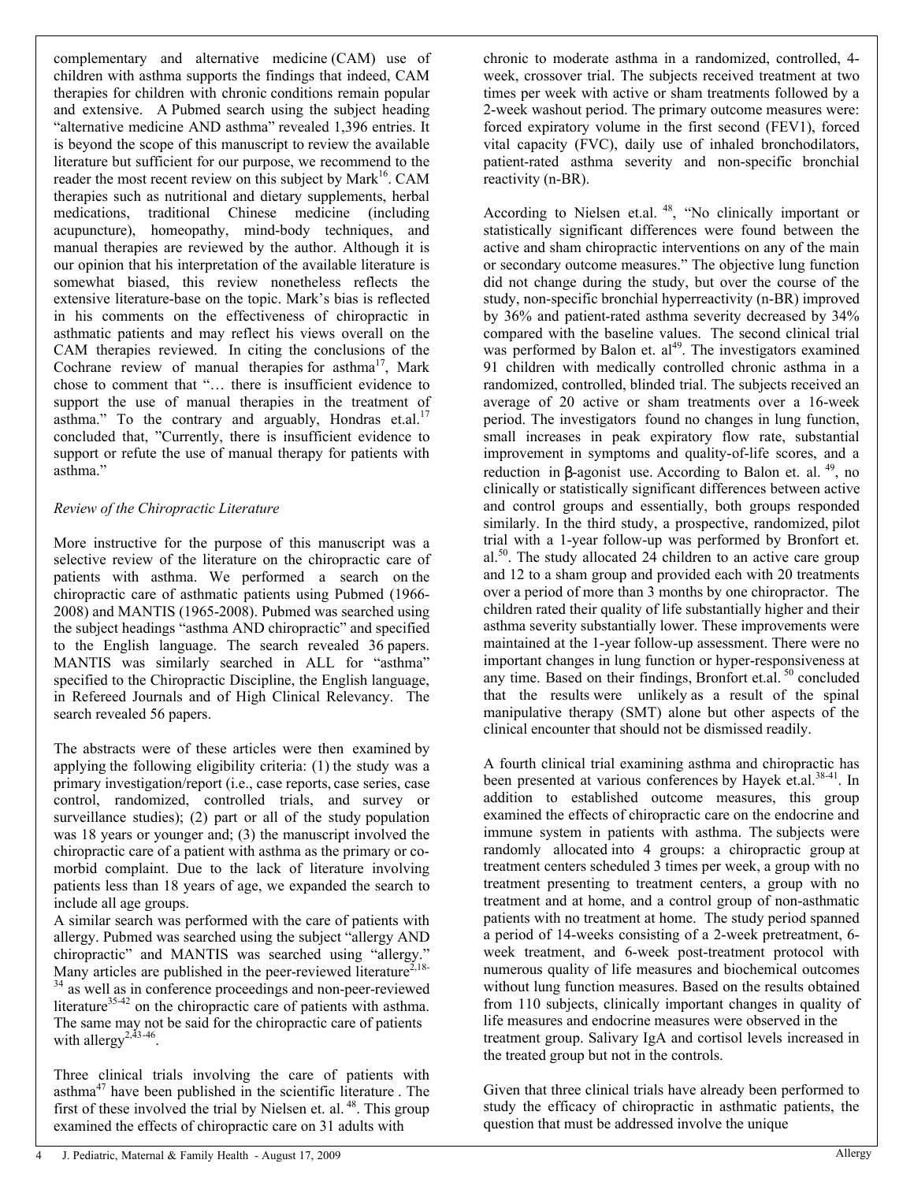complementary and alternative medicine (CAM) use of children with asthma supports the findings that indeed, CAM therapies for children with chronic conditions remain popular and extensive. A Pubmed search using the subject heading "alternative medicine AND asthma" revealed 1,396 entries. It is beyond the scope of this manuscript to review the available literature but sufficient for our purpose, we recommend to the reader the most recent review on this subject by Mark[16]. CAM therapies such as nutritional and dietary supplements, herbal medications, traditional Chinese medicine (including acupuncture), homeopathy, mind-body techniques, and manual therapies are reviewed by the author. Although it is our opinion that his interpretation of the available literature is somewhat biased, this review nonetheless reflects the extensive literature-base on the topic. Mark's bias is reflected in his comments on the effectiveness of chiropractic in asthmatic patients and may reflect his views overall on the CAM therapies reviewed. In citing the conclusions of the Cochrane review of manual therapies for asthma[17], Mark chose to comment that "… there is insufficient evidence to support the use of manual therapies in the treatment of asthma." To the contrary and arguably, Hondras et.al.[17] concluded that, "Currently, there is insufficient evidence to support or refute the use of manual therapy for patients with asthma."

*Review of the Chiropractic Literature*

More instructive for the purpose of this manuscript was a selective review of the literature on the chiropractic care of patients with asthma. We performed a search on the chiropractic care of asthmatic patients using Pubmed (1966-2008) and MANTIS (1965-2008). Pubmed was searched using the subject headings "asthma AND chiropractic" and specified to the English language. The search revealed 36 papers. MANTIS was similarly searched in ALL for "asthma" specified to the Chiropractic Discipline, the English language, in Refereed Journals and of High Clinical Relevancy. The search revealed 56 papers.

The abstracts were of these articles were then examined by applying the following eligibility criteria: (1) the study was a primary investigation/report (i.e., case reports, case series, case control, randomized, controlled trials, and survey or surveillance studies); (2) part or all of the study population was 18 years or younger and; (3) the manuscript involved the chiropractic care of a patient with asthma as the primary or co-morbid complaint. Due to the lack of literature involving patients less than 18 years of age, we expanded the search to include all age groups.

A similar search was performed with the care of patients with allergy. Pubmed was searched using the subject "allergy AND chiropractic" and MANTIS was searched using "allergy." Many articles are published in the peer-reviewed literature[2,18-34] as well as in conference proceedings and non-peer-reviewed literature[35-42] on the chiropractic care of patients with asthma. The same may not be said for the chiropractic care of patients with allergy[2,43-46].

Three clinical trials involving the care of patients with asthma[47] have been published in the scientific literature . The first of these involved the trial by Nielsen et. al. [48]. This group examined the effects of chiropractic care on 31 adults with chronic to moderate asthma in a randomized, controlled, 4-week, crossover trial. The subjects received treatment at two times per week with active or sham treatments followed by a 2-week washout period. The primary outcome measures were: forced expiratory volume in the first second (FEV1), forced vital capacity (FVC), daily use of inhaled bronchodilators, patient-rated asthma severity and non-specific bronchial reactivity (n-BR).

According to Nielsen et.al. [48], "No clinically important or statistically significant differences were found between the active and sham chiropractic interventions on any of the main or secondary outcome measures." The objective lung function did not change during the study, but over the course of the study, non-specific bronchial hyperreactivity (n-BR) improved by 36% and patient-rated asthma severity decreased by 34% compared with the baseline values. The second clinical trial was performed by Balon et. al[49]. The investigators examined 91 children with medically controlled chronic asthma in a randomized, controlled, blinded trial. The subjects received an average of 20 active or sham treatments over a 16-week period. The investigators found no changes in lung function, small increases in peak expiratory flow rate, substantial improvement in symptoms and quality-of-life scores, and a reduction in β-agonist use. According to Balon et. al. [49], no clinically or statistically significant differences between active and control groups and essentially, both groups responded similarly. In the third study, a prospective, randomized, pilot trial with a 1-year follow-up was performed by Bronfort et. al.[50]. The study allocated 24 children to an active care group and 12 to a sham group and provided each with 20 treatments over a period of more than 3 months by one chiropractor. The children rated their quality of life substantially higher and their asthma severity substantially lower. These improvements were maintained at the 1-year follow-up assessment. There were no important changes in lung function or hyper-responsiveness at any time. Based on their findings, Bronfort et.al. [50] concluded that the results were unlikely as a result of the spinal manipulative therapy (SMT) alone but other aspects of the clinical encounter that should not be dismissed readily.

A fourth clinical trial examining asthma and chiropractic has been presented at various conferences by Hayek et.al.[38-41]. In addition to established outcome measures, this group examined the effects of chiropractic care on the endocrine and immune system in patients with asthma. The subjects were randomly allocated into 4 groups: a chiropractic group at treatment centers scheduled 3 times per week, a group with no treatment presenting to treatment centers, a group with no treatment and at home, and a control group of non-asthmatic patients with no treatment at home. The study period spanned a period of 14-weeks consisting of a 2-week pretreatment, 6-week treatment, and 6-week post-treatment protocol with numerous quality of life measures and biochemical outcomes without lung function measures. Based on the results obtained from 110 subjects, clinically important changes in quality of life measures and endocrine measures were observed in the treatment group. Salivary IgA and cortisol levels increased in the treated group but not in the controls.

Given that three clinical trials have already been performed to study the efficacy of chiropractic in asthmatic patients, the question that must be addressed involve the unique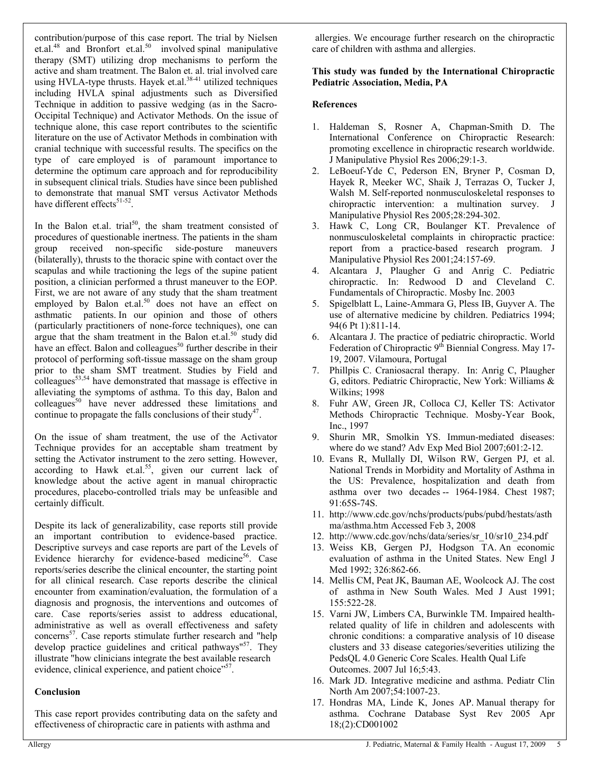contribution/purpose of this case report. The trial by Nielsen et.al.[48] and Bronfort et.al.[50] involved spinal manipulative therapy (SMT) utilizing drop mechanisms to perform the active and sham treatment. The Balon et. al. trial involved care using HVLA-type thrusts. Hayek et.al.[38-41] utilized techniques including HVLA spinal adjustments such as Diversified Technique in addition to passive wedging (as in the Sacro-Occipital Technique) and Activator Methods. On the issue of technique alone, this case report contributes to the scientific literature on the use of Activator Methods in combination with cranial technique with successful results. The specifics on the type of care employed is of paramount importance to determine the optimum care approach and for reproducibility in subsequent clinical trials. Studies have since been published to demonstrate that manual SMT versus Activator Methods have different effects[51-52].

In the Balon et.al. trial[50], the sham treatment consisted of procedures of questionable inertness. The patients in the sham group received non-specific side-posture maneuvers (bilaterally), thrusts to the thoracic spine with contact over the scapulas and while tractioning the legs of the supine patient position, a clinician performed a thrust maneuver to the EOP. First, we are not aware of any study that the sham treatment employed by Balon et.al.[50] does not have an effect on asthmatic patients. In our opinion and those of others (particularly practitioners of none-force techniques), one can argue that the sham treatment in the Balon et.al.[50] study did have an effect. Balon and colleagues[50] further describe in their protocol of performing soft-tissue massage on the sham group prior to the sham SMT treatment. Studies by Field and colleagues[53,54] have demonstrated that massage is effective in alleviating the symptoms of asthma. To this day, Balon and colleagues[50] have never addressed these limitations and continue to propagate the falls conclusions of their study[47].

On the issue of sham treatment, the use of the Activator Technique provides for an acceptable sham treatment by setting the Activator instrument to the zero setting. However, according to Hawk et.al.[55], given our current lack of knowledge about the active agent in manual chiropractic procedures, placebo-controlled trials may be unfeasible and certainly difficult.

Despite its lack of generalizability, case reports still provide an important contribution to evidence-based practice. Descriptive surveys and case reports are part of the Levels of Evidence hierarchy for evidence-based medicine[56]. Case reports/series describe the clinical encounter, the starting point for all clinical research. Case reports describe the clinical encounter from examination/evaluation, the formulation of a diagnosis and prognosis, the interventions and outcomes of care. Case reports/series assist to address educational, administrative as well as overall effectiveness and safety concerns[57]. Case reports stimulate further research and "help develop practice guidelines and critical pathways"[57]. They illustrate "how clinicians integrate the best available research evidence, clinical experience, and patient choice"[57].

## Conclusion

This case report provides contributing data on the safety and effectiveness of chiropractic care in patients with asthma and allergies. We encourage further research on the chiropractic care of children with asthma and allergies.

**This study was funded by the International Chiropractic Pediatric Association, Media, PA**

## References

1. Haldeman S, Rosner A, Chapman-Smith D. The International Conference on Chiropractic Research: promoting excellence in chiropractic research worldwide. J Manipulative Physiol Res 2006;29:1-3.
2. LeBoeuf-Yde C, Pederson EN, Bryner P, Cosman D, Hayek R, Meeker WC, Shaik J, Terrazas O, Tucker J, Walsh M. Self-reported nonmusculoskeletal responses to chiropractic intervention: a multination survey. J Manipulative Physiol Res 2005;28:294-302.
3. Hawk C, Long CR, Boulanger KT. Prevalence of nonmusculoskeletal complaints in chiropractic practice: report from a practice-based research program. J Manipulative Physiol Res 2001;24:157-69.
4. Alcantara J, Plaugher G and Anrig C. Pediatric chiropractic. In: Redwood D and Cleveland C. Fundamentals of Chiropractic. Mosby Inc. 2003
5. Spigelblatt L, Laine-Ammara G, Pless IB, Guyver A. The use of alternative medicine by children. Pediatrics 1994; 94(6 Pt 1):811-14.
6. Alcantara J. The practice of pediatric chiropractic. World Federation of Chiropractic 9th Biennial Congress. May 17-19, 2007. Vilamoura, Portugal
7. Phillpis C. Craniosacral therapy. In: Anrig C, Plaugher G, editors. Pediatric Chiropractic, New York: Williams & Wilkins; 1998
8. Fuhr AW, Green JR, Colloca CJ, Keller TS: Activator Methods Chiropractic Technique. Mosby-Year Book, Inc., 1997
9. Shurin MR, Smolkin YS. Immun-mediated diseases: where do we stand? Adv Exp Med Biol 2007;601:2-12.
10. Evans R, Mullally DI, Wilson RW, Gergen PJ, et al. National Trends in Morbidity and Mortality of Asthma in the US: Prevalence, hospitalization and death from asthma over two decades -- 1964-1984. Chest 1987; 91:65S-74S.
11. http://www.cdc.gov/nchs/products/pubs/pubd/hestats/asthma/asthma.htm Accessed Feb 3, 2008
12. http://www.cdc.gov/nchs/data/series/sr_10/sr10_234.pdf
13. Weiss KB, Gergen PJ, Hodgson TA. An economic evaluation of asthma in the United States. New Engl J Med 1992; 326:862-66.
14. Mellis CM, Peat JK, Bauman AE, Woolcock AJ. The cost of asthma in New South Wales. Med J Aust 1991; 155:522-28.
15. Varni JW, Limbers CA, Burwinkle TM. Impaired health-related quality of life in children and adolescents with chronic conditions: a comparative analysis of 10 disease clusters and 33 disease categories/severities utilizing the PedsQL 4.0 Generic Core Scales. Health Qual Life Outcomes. 2007 Jul 16;5:43.
16. Mark JD. Integrative medicine and asthma. Pediatr Clin North Am 2007;54:1007-23.
17. Hondras MA, Linde K, Jones AP. Manual therapy for asthma. Cochrane Database Syst Rev 2005 Apr 18;(2):CD001002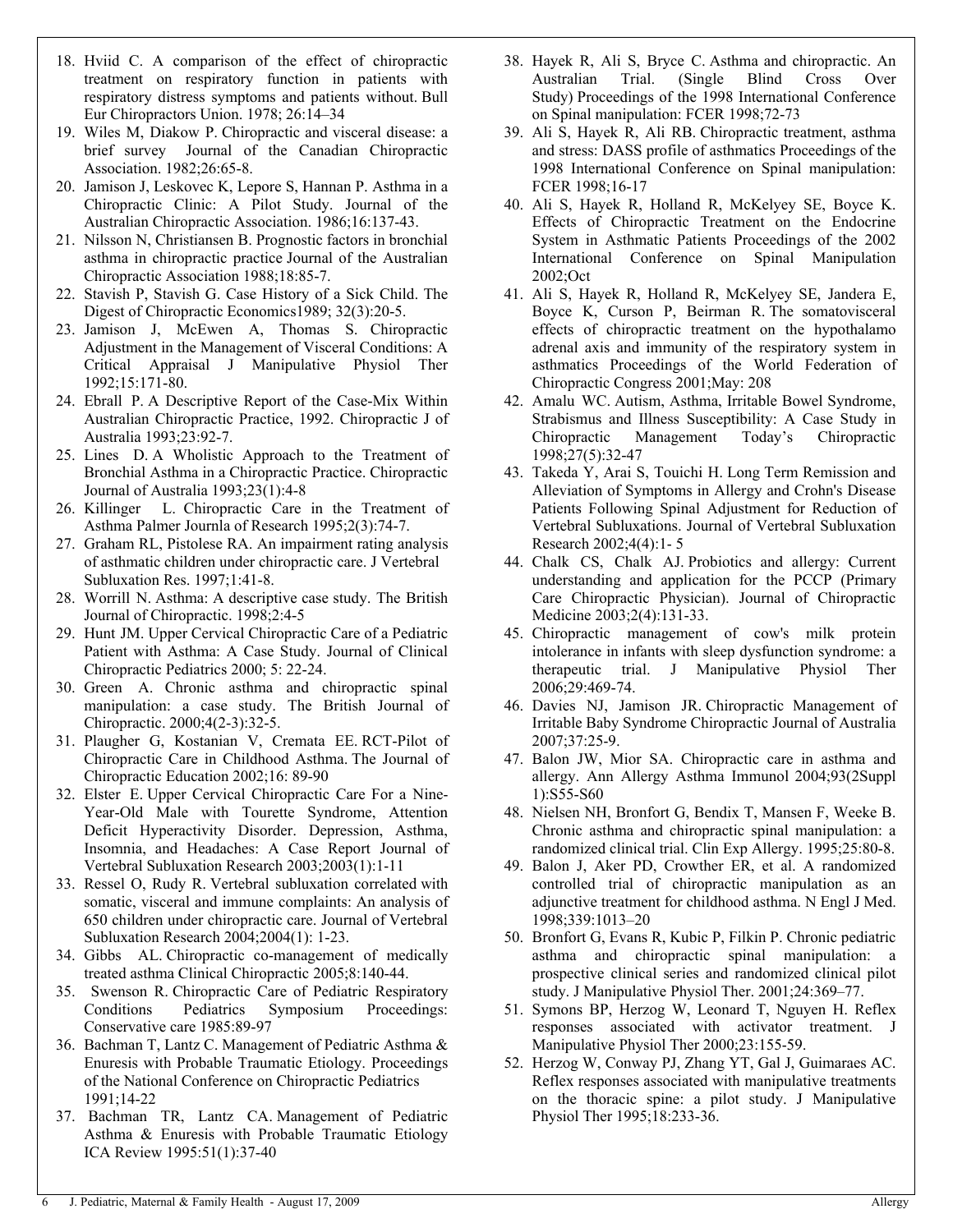18. Hviid C. A comparison of the effect of chiropractic treatment on respiratory function in patients with respiratory distress symptoms and patients without. Bull Eur Chiropractors Union. 1978; 26:14–34
19. Wiles M, Diakow P. Chiropractic and visceral disease: a brief survey Journal of the Canadian Chiropractic Association. 1982;26:65-8.
20. Jamison J, Leskovec K, Lepore S, Hannan P. Asthma in a Chiropractic Clinic: A Pilot Study. Journal of the Australian Chiropractic Association. 1986;16:137-43.
21. Nilsson N, Christiansen B. Prognostic factors in bronchial asthma in chiropractic practice Journal of the Australian Chiropractic Association 1988;18:85-7.
22. Stavish P, Stavish G. Case History of a Sick Child. The Digest of Chiropractic Economics1989; 32(3):20-5.
23. Jamison J, McEwen A, Thomas S. Chiropractic Adjustment in the Management of Visceral Conditions: A Critical Appraisal J Manipulative Physiol Ther 1992;15:171-80.
24. Ebrall P. A Descriptive Report of the Case-Mix Within Australian Chiropractic Practice, 1992. Chiropractic J of Australia 1993;23:92-7.
25. Lines D. A Wholistic Approach to the Treatment of Bronchial Asthma in a Chiropractic Practice. Chiropractic Journal of Australia 1993;23(1):4-8
26. Killinger L. Chiropractic Care in the Treatment of Asthma Palmer Journla of Research 1995;2(3):74-7.
27. Graham RL, Pistolese RA. An impairment rating analysis of asthmatic children under chiropractic care. J Vertebral Subluxation Res. 1997;1:41-8.
28. Worrill N. Asthma: A descriptive case study. The British Journal of Chiropractic. 1998;2:4-5
29. Hunt JM. Upper Cervical Chiropractic Care of a Pediatric Patient with Asthma: A Case Study. Journal of Clinical Chiropractic Pediatrics 2000; 5: 22-24.
30. Green A. Chronic asthma and chiropractic spinal manipulation: a case study. The British Journal of Chiropractic. 2000;4(2-3):32-5.
31. Plaugher G, Kostanian V, Cremata EE. RCT-Pilot of Chiropractic Care in Childhood Asthma. The Journal of Chiropractic Education 2002;16: 89-90
32. Elster E. Upper Cervical Chiropractic Care For a Nine-Year-Old Male with Tourette Syndrome, Attention Deficit Hyperactivity Disorder. Depression, Asthma, Insomnia, and Headaches: A Case Report Journal of Vertebral Subluxation Research 2003;2003(1):1-11
33. Ressel O, Rudy R. Vertebral subluxation correlated with somatic, visceral and immune complaints: An analysis of 650 children under chiropractic care. Journal of Vertebral Subluxation Research 2004;2004(1): 1-23.
34. Gibbs AL. Chiropractic co-management of medically treated asthma Clinical Chiropractic 2005;8:140-44.
35. Swenson R. Chiropractic Care of Pediatric Respiratory Conditions Pediatrics Symposium Proceedings: Conservative care 1985:89-97
36. Bachman T, Lantz C. Management of Pediatric Asthma & Enuresis with Probable Traumatic Etiology. Proceedings of the National Conference on Chiropractic Pediatrics 1991;14-22
37. Bachman TR, Lantz CA. Management of Pediatric Asthma & Enuresis with Probable Traumatic Etiology ICA Review 1995:51(1):37-40
38. Hayek R, Ali S, Bryce C. Asthma and chiropractic. An Australian Trial. (Single Blind Cross Over Study) Proceedings of the 1998 International Conference on Spinal manipulation: FCER 1998;72-73
39. Ali S, Hayek R, Ali RB. Chiropractic treatment, asthma and stress: DASS profile of asthmatics Proceedings of the 1998 International Conference on Spinal manipulation: FCER 1998;16-17
40. Ali S, Hayek R, Holland R, McKelyey SE, Boyce K. Effects of Chiropractic Treatment on the Endocrine System in Asthmatic Patients Proceedings of the 2002 International Conference on Spinal Manipulation 2002;Oct
41. Ali S, Hayek R, Holland R, McKelyey SE, Jandera E, Boyce K, Curson P, Beirman R. The somatovisceral effects of chiropractic treatment on the hypothalamo adrenal axis and immunity of the respiratory system in asthmatics Proceedings of the World Federation of Chiropractic Congress 2001;May: 208
42. Amalu WC. Autism, Asthma, Irritable Bowel Syndrome, Strabismus and Illness Susceptibility: A Case Study in Chiropractic Management Today's Chiropractic 1998;27(5):32-47
43. Takeda Y, Arai S, Touichi H. Long Term Remission and Alleviation of Symptoms in Allergy and Crohn's Disease Patients Following Spinal Adjustment for Reduction of Vertebral Subluxations. Journal of Vertebral Subluxation Research 2002;4(4):1- 5
44. Chalk CS, Chalk AJ. Probiotics and allergy: Current understanding and application for the PCCP (Primary Care Chiropractic Physician). Journal of Chiropractic Medicine 2003;2(4):131-33.
45. Chiropractic management of cow's milk protein intolerance in infants with sleep dysfunction syndrome: a therapeutic trial. J Manipulative Physiol Ther 2006;29:469-74.
46. Davies NJ, Jamison JR. Chiropractic Management of Irritable Baby Syndrome Chiropractic Journal of Australia 2007;37:25-9.
47. Balon JW, Mior SA. Chiropractic care in asthma and allergy. Ann Allergy Asthma Immunol 2004;93(2Suppl 1):S55-S60
48. Nielsen NH, Bronfort G, Bendix T, Mansen F, Weeke B. Chronic asthma and chiropractic spinal manipulation: a randomized clinical trial. Clin Exp Allergy. 1995;25:80-8.
49. Balon J, Aker PD, Crowther ER, et al. A randomized controlled trial of chiropractic manipulation as an adjunctive treatment for childhood asthma. N Engl J Med. 1998;339:1013–20
50. Bronfort G, Evans R, Kubic P, Filkin P. Chronic pediatric asthma and chiropractic spinal manipulation: a prospective clinical series and randomized clinical pilot study. J Manipulative Physiol Ther. 2001;24:369–77.
51. Symons BP, Herzog W, Leonard T, Nguyen H. Reflex responses associated with activator treatment. J Manipulative Physiol Ther 2000;23:155-59.
52. Herzog W, Conway PJ, Zhang YT, Gal J, Guimaraes AC. Reflex responses associated with manipulative treatments on the thoracic spine: a pilot study. J Manipulative Physiol Ther 1995;18:233-36.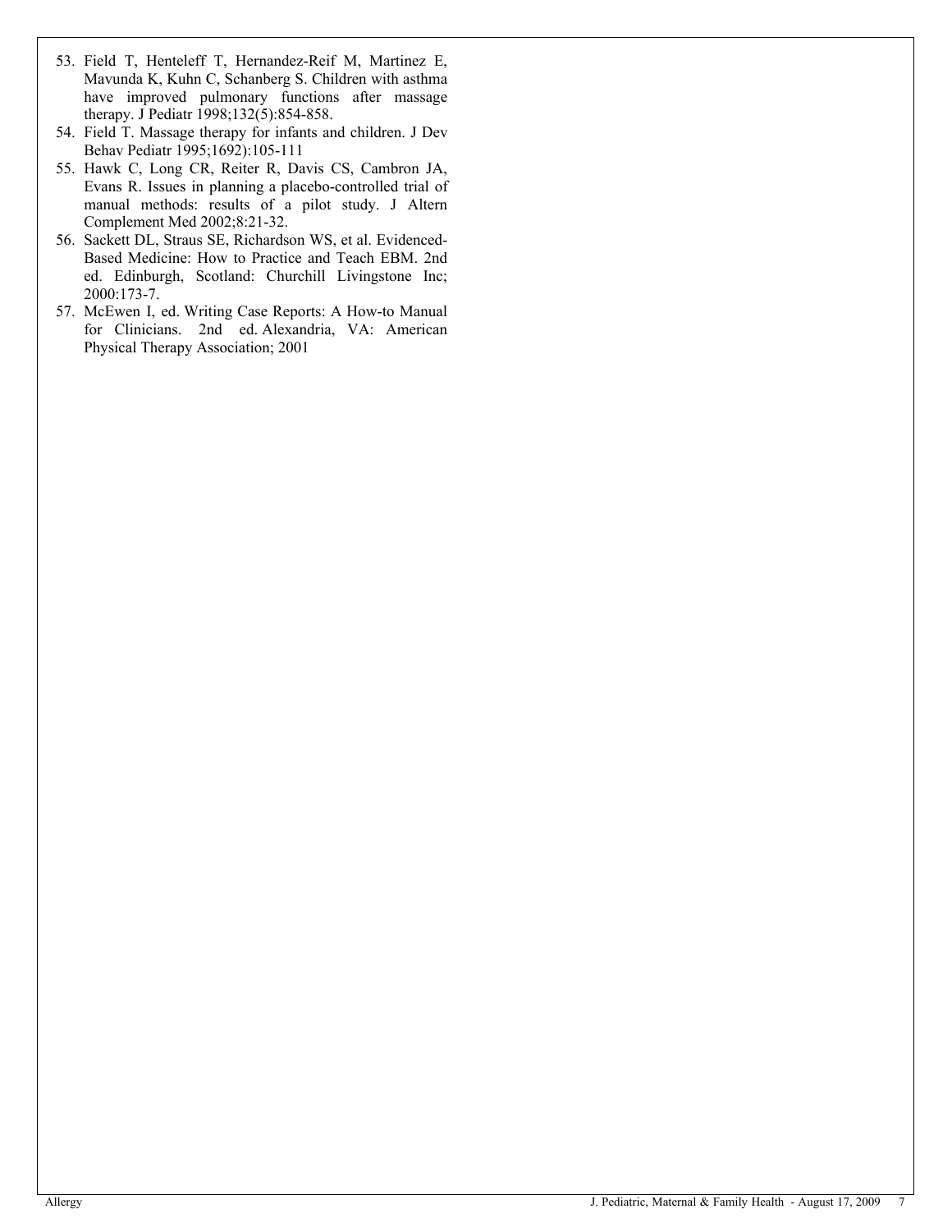53. Field T, Henteleff T, Hernandez-Reif M, Martinez E, Mavunda K, Kuhn C, Schanberg S. Children with asthma have improved pulmonary functions after massage therapy. J Pediatr 1998;132(5):854-858.
54. Field T. Massage therapy for infants and children. J Dev Behav Pediatr 1995;1692):105-111
55. Hawk C, Long CR, Reiter R, Davis CS, Cambron JA, Evans R. Issues in planning a placebo-controlled trial of manual methods: results of a pilot study. J Altern Complement Med 2002;8:21-32.
56. Sackett DL, Straus SE, Richardson WS, et al. Evidenced-Based Medicine: How to Practice and Teach EBM. 2nd ed. Edinburgh, Scotland: Churchill Livingstone Inc; 2000:173-7.
57. McEwen I, ed. Writing Case Reports: A How-to Manual for Clinicians. 2nd ed. Alexandria, VA: American Physical Therapy Association; 2001